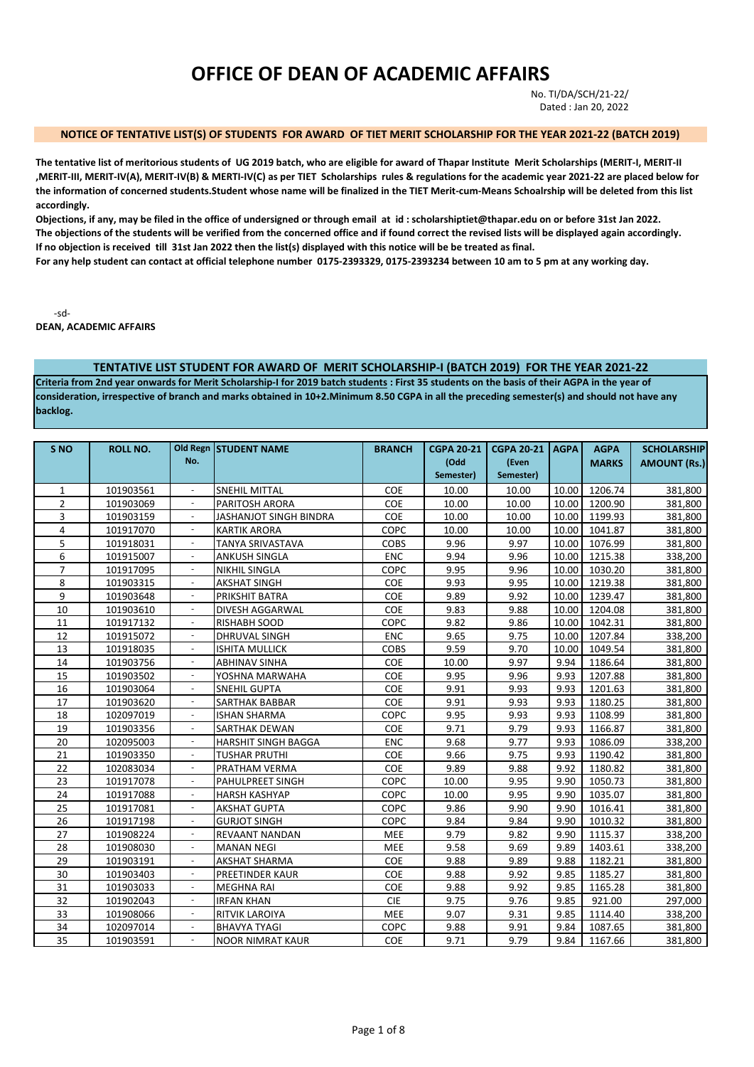# OFFICE OF DEAN OF ACADEMIC AFFAIRS

No. TI/DA/SCH/21-22/
Dated : Jan 20, 2022

**NOTICE OF TENTATIVE LIST(S) OF STUDENTS FOR AWARD OF TIET MERIT SCHOLARSHIP FOR THE YEAR 2021-22 (BATCH 2019)**

**The tentative list of meritorious students of UG 2019 batch, who are eligible for award of Thapar Institute Merit Scholarships (MERIT-I, MERIT-II ,MERIT-III, MERIT-IV(A), MERIT-IV(B) & MERTI-IV(C) as per TIET Scholarships rules & regulations for the academic year 2021-22 are placed below for the information of concerned students.Student whose name will be finalized in the TIET Merit-cum-Means Schoalrship will be deleted from this list accordingly.**

**Objections, if any, may be filed in the office of undersigned or through email at id : scholarshiptiet@thapar.edu on or before 31st Jan 2022.**
**The objections of the students will be verified from the concerned office and if found correct the revised lists will be displayed again accordingly.**
**If no objection is received till 31st Jan 2022 then the list(s) displayed with this notice will be be treated as final.**
**For any help student can contact at official telephone number 0175-2393329, 0175-2393234 between 10 am to 5 pm at any working day.**

-sd-
**DEAN, ACADEMIC AFFAIRS**

## TENTATIVE LIST STUDENT FOR AWARD OF MERIT SCHOLARSHIP-I (BATCH 2019) FOR THE YEAR 2021-22

**Criteria from 2nd year onwards for Merit Scholarship-I for 2019 batch students : First 35 students on the basis of their AGPA in the year of consideration, irrespective of branch and marks obtained in 10+2.Minimum 8.50 CGPA in all the preceding semester(s) and should not have any backlog.**

| S NO | ROLL NO. | Old Regn No. | STUDENT NAME | BRANCH | CGPA 20-21 (Odd Semester) | CGPA 20-21 (Even Semester) | AGPA | AGPA MARKS | SCHOLARSHIP AMOUNT (Rs.) |
|---|---|---|---|---|---|---|---|---|---|
| 1 | 101903561 | - | SNEHIL MITTAL | COE | 10.00 | 10.00 | 10.00 | 1206.74 | 381,800 |
| 2 | 101903069 | - | PARITOSH ARORA | COE | 10.00 | 10.00 | 10.00 | 1200.90 | 381,800 |
| 3 | 101903159 | - | JASHANJOT SINGH BINDRA | COE | 10.00 | 10.00 | 10.00 | 1199.93 | 381,800 |
| 4 | 101917070 | - | KARTIK ARORA | COPC | 10.00 | 10.00 | 10.00 | 1041.87 | 381,800 |
| 5 | 101918031 | - | TANYA SRIVASTAVA | COBS | 9.96 | 9.97 | 10.00 | 1076.99 | 381,800 |
| 6 | 101915007 | - | ANKUSH SINGLA | ENC | 9.94 | 9.96 | 10.00 | 1215.38 | 338,200 |
| 7 | 101917095 | - | NIKHIL SINGLA | COPC | 9.95 | 9.96 | 10.00 | 1030.20 | 381,800 |
| 8 | 101903315 | - | AKSHAT SINGH | COE | 9.93 | 9.95 | 10.00 | 1219.38 | 381,800 |
| 9 | 101903648 | - | PRIKSHIT BATRA | COE | 9.89 | 9.92 | 10.00 | 1239.47 | 381,800 |
| 10 | 101903610 | - | DIVESH AGGARWAL | COE | 9.83 | 9.88 | 10.00 | 1204.08 | 381,800 |
| 11 | 101917132 | - | RISHABH SOOD | COPC | 9.82 | 9.86 | 10.00 | 1042.31 | 381,800 |
| 12 | 101915072 | - | DHRUVAL SINGH | ENC | 9.65 | 9.75 | 10.00 | 1207.84 | 338,200 |
| 13 | 101918035 | - | ISHITA MULLICK | COBS | 9.59 | 9.70 | 10.00 | 1049.54 | 381,800 |
| 14 | 101903756 | - | ABHINAV SINHA | COE | 10.00 | 9.97 | 9.94 | 1186.64 | 381,800 |
| 15 | 101903502 | - | YOSHNA MARWAHA | COE | 9.95 | 9.96 | 9.93 | 1207.88 | 381,800 |
| 16 | 101903064 | - | SNEHIL GUPTA | COE | 9.91 | 9.93 | 9.93 | 1201.63 | 381,800 |
| 17 | 101903620 | - | SARTHAK BABBAR | COE | 9.91 | 9.93 | 9.93 | 1180.25 | 381,800 |
| 18 | 102097019 | - | ISHAN SHARMA | COPC | 9.95 | 9.93 | 9.93 | 1108.99 | 381,800 |
| 19 | 101903356 | - | SARTHAK DEWAN | COE | 9.71 | 9.79 | 9.93 | 1166.87 | 381,800 |
| 20 | 102095003 | - | HARSHIT SINGH BAGGA | ENC | 9.68 | 9.77 | 9.93 | 1086.09 | 338,200 |
| 21 | 101903350 | - | TUSHAR PRUTHI | COE | 9.66 | 9.75 | 9.93 | 1190.42 | 381,800 |
| 22 | 102083034 | - | PRATHAM VERMA | COE | 9.89 | 9.88 | 9.92 | 1180.82 | 381,800 |
| 23 | 101917078 | - | PAHULPREET SINGH | COPC | 10.00 | 9.95 | 9.90 | 1050.73 | 381,800 |
| 24 | 101917088 | - | HARSH KASHYAP | COPC | 10.00 | 9.95 | 9.90 | 1035.07 | 381,800 |
| 25 | 101917081 | - | AKSHAT GUPTA | COPC | 9.86 | 9.90 | 9.90 | 1016.41 | 381,800 |
| 26 | 101917198 | - | GURJOT SINGH | COPC | 9.84 | 9.84 | 9.90 | 1010.32 | 381,800 |
| 27 | 101908224 | - | REVAANT NANDAN | MEE | 9.79 | 9.82 | 9.90 | 1115.37 | 338,200 |
| 28 | 101908030 | - | MANAN NEGI | MEE | 9.58 | 9.69 | 9.89 | 1403.61 | 338,200 |
| 29 | 101903191 | - | AKSHAT SHARMA | COE | 9.88 | 9.89 | 9.88 | 1182.21 | 381,800 |
| 30 | 101903403 | - | PREETINDER KAUR | COE | 9.88 | 9.92 | 9.85 | 1185.27 | 381,800 |
| 31 | 101903033 | - | MEGHNA RAI | COE | 9.88 | 9.92 | 9.85 | 1165.28 | 381,800 |
| 32 | 101902043 | - | IRFAN KHAN | CIE | 9.75 | 9.76 | 9.85 | 921.00 | 297,000 |
| 33 | 101908066 | - | RITVIK LAROIYA | MEE | 9.07 | 9.31 | 9.85 | 1114.40 | 338,200 |
| 34 | 102097014 | - | BHAVYA TYAGI | COPC | 9.88 | 9.91 | 9.84 | 1087.65 | 381,800 |
| 35 | 101903591 | - | NOOR NIMRAT KAUR | COE | 9.71 | 9.79 | 9.84 | 1167.66 | 381,800 |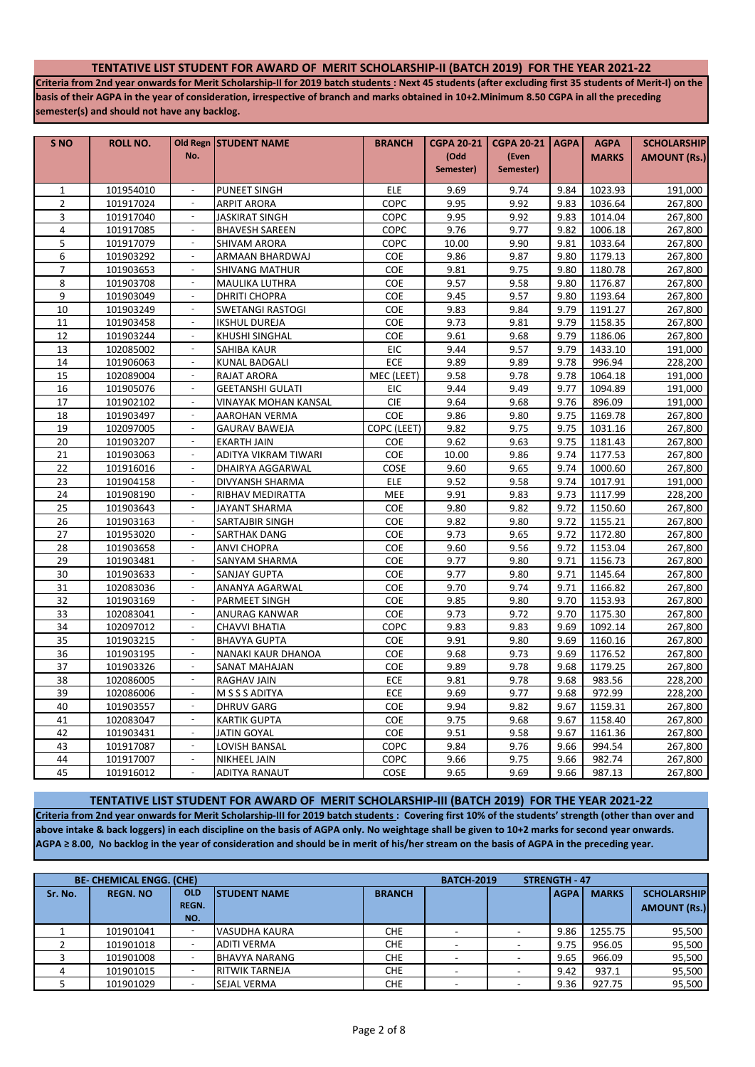## TENTATIVE LIST STUDENT FOR AWARD OF MERIT SCHOLARSHIP-II (BATCH 2019) FOR THE YEAR 2021-22

**Criteria from 2nd year onwards for Merit Scholarship-II for 2019 batch students : Next 45 students (after excluding first 35 students of Merit-I) on the basis of their AGPA in the year of consideration, irrespective of branch and marks obtained in 10+2.Minimum 8.50 CGPA in all the preceding semester(s) and should not have any backlog.**

| S NO | ROLL NO. | Old Regn No. | STUDENT NAME | BRANCH | CGPA 20-21 (Odd Semester) | CGPA 20-21 (Even Semester) | AGPA | AGPA MARKS | SCHOLARSHIP AMOUNT (Rs.) |
|---|---|---|---|---|---|---|---|---|---|
| 1 | 101954010 | - | PUNEET SINGH | ELE | 9.69 | 9.74 | 9.84 | 1023.93 | 191,000 |
| 2 | 101917024 | - | ARPIT ARORA | COPC | 9.95 | 9.92 | 9.83 | 1036.64 | 267,800 |
| 3 | 101917040 | - | JASKIRAT SINGH | COPC | 9.95 | 9.92 | 9.83 | 1014.04 | 267,800 |
| 4 | 101917085 | - | BHAVESH SAREEN | COPC | 9.76 | 9.77 | 9.82 | 1006.18 | 267,800 |
| 5 | 101917079 | - | SHIVAM ARORA | COPC | 10.00 | 9.90 | 9.81 | 1033.64 | 267,800 |
| 6 | 101903292 | - | ARMAAN BHARDWAJ | COE | 9.86 | 9.87 | 9.80 | 1179.13 | 267,800 |
| 7 | 101903653 | - | SHIVANG MATHUR | COE | 9.81 | 9.75 | 9.80 | 1180.78 | 267,800 |
| 8 | 101903708 | - | MAULIKA LUTHRA | COE | 9.57 | 9.58 | 9.80 | 1176.87 | 267,800 |
| 9 | 101903049 | - | DHRITI CHOPRA | COE | 9.45 | 9.57 | 9.80 | 1193.64 | 267,800 |
| 10 | 101903249 | - | SWETANGI RASTOGI | COE | 9.83 | 9.84 | 9.79 | 1191.27 | 267,800 |
| 11 | 101903458 | - | IKSHUL DUREJA | COE | 9.73 | 9.81 | 9.79 | 1158.35 | 267,800 |
| 12 | 101903244 | - | KHUSHI SINGHAL | COE | 9.61 | 9.68 | 9.79 | 1186.06 | 267,800 |
| 13 | 102085002 | - | SAHIBA KAUR | EIC | 9.44 | 9.57 | 9.79 | 1433.10 | 191,000 |
| 14 | 101906063 | - | KUNAL BADGALI | ECE | 9.89 | 9.89 | 9.78 | 996.94 | 228,200 |
| 15 | 102089004 | - | RAJAT ARORA | MEC (LEET) | 9.58 | 9.78 | 9.78 | 1064.18 | 191,000 |
| 16 | 101905076 | - | GEETANSHI GULATI | EIC | 9.44 | 9.49 | 9.77 | 1094.89 | 191,000 |
| 17 | 101902102 | - | VINAYAK MOHAN KANSAL | CIE | 9.64 | 9.68 | 9.76 | 896.09 | 191,000 |
| 18 | 101903497 | - | AAROHAN VERMA | COE | 9.86 | 9.80 | 9.75 | 1169.78 | 267,800 |
| 19 | 102097005 | - | GAURAV BAWEJA | COPC (LEET) | 9.82 | 9.75 | 9.75 | 1031.16 | 267,800 |
| 20 | 101903207 | - | EKARTH JAIN | COE | 9.62 | 9.63 | 9.75 | 1181.43 | 267,800 |
| 21 | 101903063 | - | ADITYA VIKRAM TIWARI | COE | 10.00 | 9.86 | 9.74 | 1177.53 | 267,800 |
| 22 | 101916016 | - | DHAIRYA AGGARWAL | COSE | 9.60 | 9.65 | 9.74 | 1000.60 | 267,800 |
| 23 | 101904158 | - | DIVYANSH SHARMA | ELE | 9.52 | 9.58 | 9.74 | 1017.91 | 191,000 |
| 24 | 101908190 | - | RIBHAV MEDIRATTA | MEE | 9.91 | 9.83 | 9.73 | 1117.99 | 228,200 |
| 25 | 101903643 | - | JAYANT SHARMA | COE | 9.80 | 9.82 | 9.72 | 1150.60 | 267,800 |
| 26 | 101903163 | - | SARTAJBIR SINGH | COE | 9.82 | 9.80 | 9.72 | 1155.21 | 267,800 |
| 27 | 101953020 | - | SARTHAK DANG | COE | 9.73 | 9.65 | 9.72 | 1172.80 | 267,800 |
| 28 | 101903658 | - | ANVI CHOPRA | COE | 9.60 | 9.56 | 9.72 | 1153.04 | 267,800 |
| 29 | 101903481 | - | SANYAM SHARMA | COE | 9.77 | 9.80 | 9.71 | 1156.73 | 267,800 |
| 30 | 101903633 | - | SANJAY GUPTA | COE | 9.77 | 9.80 | 9.71 | 1145.64 | 267,800 |
| 31 | 102083036 | - | ANANYA AGARWAL | COE | 9.70 | 9.74 | 9.71 | 1166.82 | 267,800 |
| 32 | 101903169 | - | PARMEET SINGH | COE | 9.85 | 9.80 | 9.70 | 1153.93 | 267,800 |
| 33 | 102083041 | - | ANURAG KANWAR | COE | 9.73 | 9.72 | 9.70 | 1175.30 | 267,800 |
| 34 | 102097012 | - | CHAVVI BHATIA | COPC | 9.83 | 9.83 | 9.69 | 1092.14 | 267,800 |
| 35 | 101903215 | - | BHAVYA GUPTA | COE | 9.91 | 9.80 | 9.69 | 1160.16 | 267,800 |
| 36 | 101903195 | - | NANAKI KAUR DHANOA | COE | 9.68 | 9.73 | 9.69 | 1176.52 | 267,800 |
| 37 | 101903326 | - | SANAT MAHAJAN | COE | 9.89 | 9.78 | 9.68 | 1179.25 | 267,800 |
| 38 | 102086005 | - | RAGHAV JAIN | ECE | 9.81 | 9.78 | 9.68 | 983.56 | 228,200 |
| 39 | 102086006 | - | M S S S ADITYA | ECE | 9.69 | 9.77 | 9.68 | 972.99 | 228,200 |
| 40 | 101903557 | - | DHRUV GARG | COE | 9.94 | 9.82 | 9.67 | 1159.31 | 267,800 |
| 41 | 102083047 | - | KARTIK GUPTA | COE | 9.75 | 9.68 | 9.67 | 1158.40 | 267,800 |
| 42 | 101903431 | - | JATIN GOYAL | COE | 9.51 | 9.58 | 9.67 | 1161.36 | 267,800 |
| 43 | 101917087 | - | LOVISH BANSAL | COPC | 9.84 | 9.76 | 9.66 | 994.54 | 267,800 |
| 44 | 101917007 | - | NIKHEEL JAIN | COPC | 9.66 | 9.75 | 9.66 | 982.74 | 267,800 |
| 45 | 101916012 | - | ADITYA RANAUT | COSE | 9.65 | 9.69 | 9.66 | 987.13 | 267,800 |

## TENTATIVE LIST STUDENT FOR AWARD OF MERIT SCHOLARSHIP-III (BATCH 2019) FOR THE YEAR 2021-22

**Criteria from 2nd year onwards for Merit Scholarship-III for 2019 batch students : Covering first 10% of the students' strength (other than over and above intake & back loggers) in each discipline on the basis of AGPA only. No weightage shall be given to 10+2 marks for second year onwards. AGPA ≥ 8.00, No backlog in the year of consideration and should be in merit of his/her stream on the basis of AGPA in the preceding year.**

| BE- CHEMICAL ENGG. (CHE) | | | | | BATCH-2019 | | STRENGTH - 47 | | |
|---|---|---|---|---|---|---|---|---|---|
| Sr. No. | REGN. NO | OLD REGN. NO. | STUDENT NAME | BRANCH | | | AGPA | MARKS | SCHOLARSHIP AMOUNT (Rs.) |
| 1 | 101901041 | - | VASUDHA KAURA | CHE | - | - | 9.86 | 1255.75 | 95,500 |
| 2 | 101901018 | - | ADITI VERMA | CHE | - | - | 9.75 | 956.05 | 95,500 |
| 3 | 101901008 | - | BHAVYA NARANG | CHE | - | - | 9.65 | 966.09 | 95,500 |
| 4 | 101901015 | - | RITWIK TARNEJA | CHE | - | - | 9.42 | 937.1 | 95,500 |
| 5 | 101901029 | - | SEJAL VERMA | CHE | - | - | 9.36 | 927.75 | 95,500 |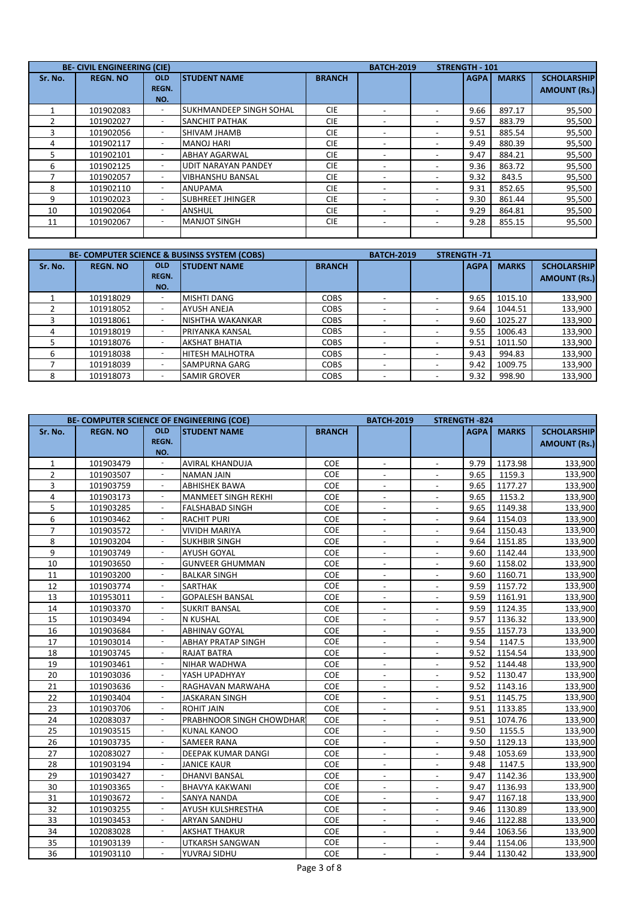| BE- CIVIL ENGINEERING (CIE) | | | | | BATCH-2019 | | STRENGTH - 101 | | |
|---|---|---|---|---|---|---|---|---|---|
| Sr. No. | REGN. NO | OLD REGN. NO. | STUDENT NAME | BRANCH | | | AGPA | MARKS | SCHOLARSHIP AMOUNT (Rs.) |
| 1 | 101902083 | - | SUKHMANDEEP SINGH SOHAL | CIE | - | - | 9.66 | 897.17 | 95,500 |
| 2 | 101902027 | - | SANCHIT PATHAK | CIE | - | - | 9.57 | 883.79 | 95,500 |
| 3 | 101902056 | - | SHIVAM JHAMB | CIE | - | - | 9.51 | 885.54 | 95,500 |
| 4 | 101902117 | - | MANOJ HARI | CIE | - | - | 9.49 | 880.39 | 95,500 |
| 5 | 101902101 | - | ABHAY AGARWAL | CIE | - | - | 9.47 | 884.21 | 95,500 |
| 6 | 101902125 | - | UDIT NARAYAN PANDEY | CIE | - | - | 9.36 | 863.72 | 95,500 |
| 7 | 101902057 | - | VIBHANSHU BANSAL | CIE | - | - | 9.32 | 843.5 | 95,500 |
| 8 | 101902110 | - | ANUPAMA | CIE | - | - | 9.31 | 852.65 | 95,500 |
| 9 | 101902023 | - | SUBHREET JHINGER | CIE | - | - | 9.30 | 861.44 | 95,500 |
| 10 | 101902064 | - | ANSHUL | CIE | - | - | 9.29 | 864.81 | 95,500 |
| 11 | 101902067 | - | MANJOT SINGH | CIE | - | - | 9.28 | 855.15 | 95,500 |
| | | | | | | | | | |

| BE- COMPUTER SCIENCE & BUSINSS SYSTEM (COBS) | | | | | BATCH-2019 | | STRENGTH -71 | | |
|---|---|---|---|---|---|---|---|---|---|
| Sr. No. | REGN. NO | OLD REGN. NO. | STUDENT NAME | BRANCH | | | AGPA | MARKS | SCHOLARSHIP AMOUNT (Rs.) |
| 1 | 101918029 | - | MISHTI DANG | COBS | - | - | 9.65 | 1015.10 | 133,900 |
| 2 | 101918052 | - | AYUSH ANEJA | COBS | - | - | 9.64 | 1044.51 | 133,900 |
| 3 | 101918061 | - | NISHTHA WAKANKAR | COBS | - | - | 9.60 | 1025.27 | 133,900 |
| 4 | 101918019 | - | PRIYANKA KANSAL | COBS | - | - | 9.55 | 1006.43 | 133,900 |
| 5 | 101918076 | - | AKSHAT BHATIA | COBS | - | - | 9.51 | 1011.50 | 133,900 |
| 6 | 101918038 | - | HITESH MALHOTRA | COBS | - | - | 9.43 | 994.83 | 133,900 |
| 7 | 101918039 | - | SAMPURNA GARG | COBS | - | - | 9.42 | 1009.75 | 133,900 |
| 8 | 101918073 | - | SAMIR GROVER | COBS | - | - | 9.32 | 998.90 | 133,900 |

| BE- COMPUTER SCIENCE OF ENGINEERING (COE) | | | | | BATCH-2019 | | STRENGTH -824 | | |
|---|---|---|---|---|---|---|---|---|---|
| Sr. No. | REGN. NO | OLD REGN. NO. | STUDENT NAME | BRANCH | | | AGPA | MARKS | SCHOLARSHIP AMOUNT (Rs.) |
| 1 | 101903479 | - | AVIRAL KHANDUJA | COE | - | - | 9.79 | 1173.98 | 133,900 |
| 2 | 101903507 | - | NAMAN JAIN | COE | - | - | 9.65 | 1159.3 | 133,900 |
| 3 | 101903759 | - | ABHISHEK BAWA | COE | - | - | 9.65 | 1177.27 | 133,900 |
| 4 | 101903173 | - | MANMEET SINGH REKHI | COE | - | - | 9.65 | 1153.2 | 133,900 |
| 5 | 101903285 | - | FALSHABAD SINGH | COE | - | - | 9.65 | 1149.38 | 133,900 |
| 6 | 101903462 | - | RACHIT PURI | COE | - | - | 9.64 | 1154.03 | 133,900 |
| 7 | 101903572 | - | VIVIDH MARIYA | COE | - | - | 9.64 | 1150.43 | 133,900 |
| 8 | 101903204 | - | SUKHBIR SINGH | COE | - | - | 9.64 | 1151.85 | 133,900 |
| 9 | 101903749 | - | AYUSH GOYAL | COE | - | - | 9.60 | 1142.44 | 133,900 |
| 10 | 101903650 | - | GUNVEER GHUMMAN | COE | - | - | 9.60 | 1158.02 | 133,900 |
| 11 | 101903200 | - | BALKAR SINGH | COE | - | - | 9.60 | 1160.71 | 133,900 |
| 12 | 101903774 | - | SARTHAK | COE | - | - | 9.59 | 1157.72 | 133,900 |
| 13 | 101953011 | - | GOPALESH BANSAL | COE | - | - | 9.59 | 1161.91 | 133,900 |
| 14 | 101903370 | - | SUKRIT BANSAL | COE | - | - | 9.59 | 1124.35 | 133,900 |
| 15 | 101903494 | - | N KUSHAL | COE | - | - | 9.57 | 1136.32 | 133,900 |
| 16 | 101903684 | - | ABHINAV GOYAL | COE | - | - | 9.55 | 1157.73 | 133,900 |
| 17 | 101903014 | - | ABHAY PRATAP SINGH | COE | - | - | 9.54 | 1147.5 | 133,900 |
| 18 | 101903745 | - | RAJAT BATRA | COE | - | - | 9.52 | 1154.54 | 133,900 |
| 19 | 101903461 | - | NIHAR WADHWA | COE | - | - | 9.52 | 1144.48 | 133,900 |
| 20 | 101903036 | - | YASH UPADHYAY | COE | - | - | 9.52 | 1130.47 | 133,900 |
| 21 | 101903636 | - | RAGHAVAN MARWAHA | COE | - | - | 9.52 | 1143.16 | 133,900 |
| 22 | 101903404 | - | JASKARAN SINGH | COE | - | - | 9.51 | 1145.75 | 133,900 |
| 23 | 101903706 | - | ROHIT JAIN | COE | - | - | 9.51 | 1133.85 | 133,900 |
| 24 | 102083037 | - | PRABHNOOR SINGH CHOWDHAR | COE | - | - | 9.51 | 1074.76 | 133,900 |
| 25 | 101903515 | - | KUNAL KANOO | COE | - | - | 9.50 | 1155.5 | 133,900 |
| 26 | 101903735 | - | SAMEER RANA | COE | - | - | 9.50 | 1129.13 | 133,900 |
| 27 | 102083027 | - | DEEPAK KUMAR DANGI | COE | - | - | 9.48 | 1053.69 | 133,900 |
| 28 | 101903194 | - | JANICE KAUR | COE | - | - | 9.48 | 1147.5 | 133,900 |
| 29 | 101903427 | - | DHANVI BANSAL | COE | - | - | 9.47 | 1142.36 | 133,900 |
| 30 | 101903365 | - | BHAVYA KAKWANI | COE | - | - | 9.47 | 1136.93 | 133,900 |
| 31 | 101903672 | - | SANYA NANDA | COE | - | - | 9.47 | 1167.18 | 133,900 |
| 32 | 101903255 | - | AYUSH KULSHRESTHA | COE | - | - | 9.46 | 1130.89 | 133,900 |
| 33 | 101903453 | - | ARYAN SANDHU | COE | - | - | 9.46 | 1122.88 | 133,900 |
| 34 | 102083028 | - | AKSHAT THAKUR | COE | - | - | 9.44 | 1063.56 | 133,900 |
| 35 | 101903139 | - | UTKARSH SANGWAN | COE | - | - | 9.44 | 1154.06 | 133,900 |
| 36 | 101903110 | - | YUVRAJ SIDHU | COE | - | - | 9.44 | 1130.42 | 133,900 |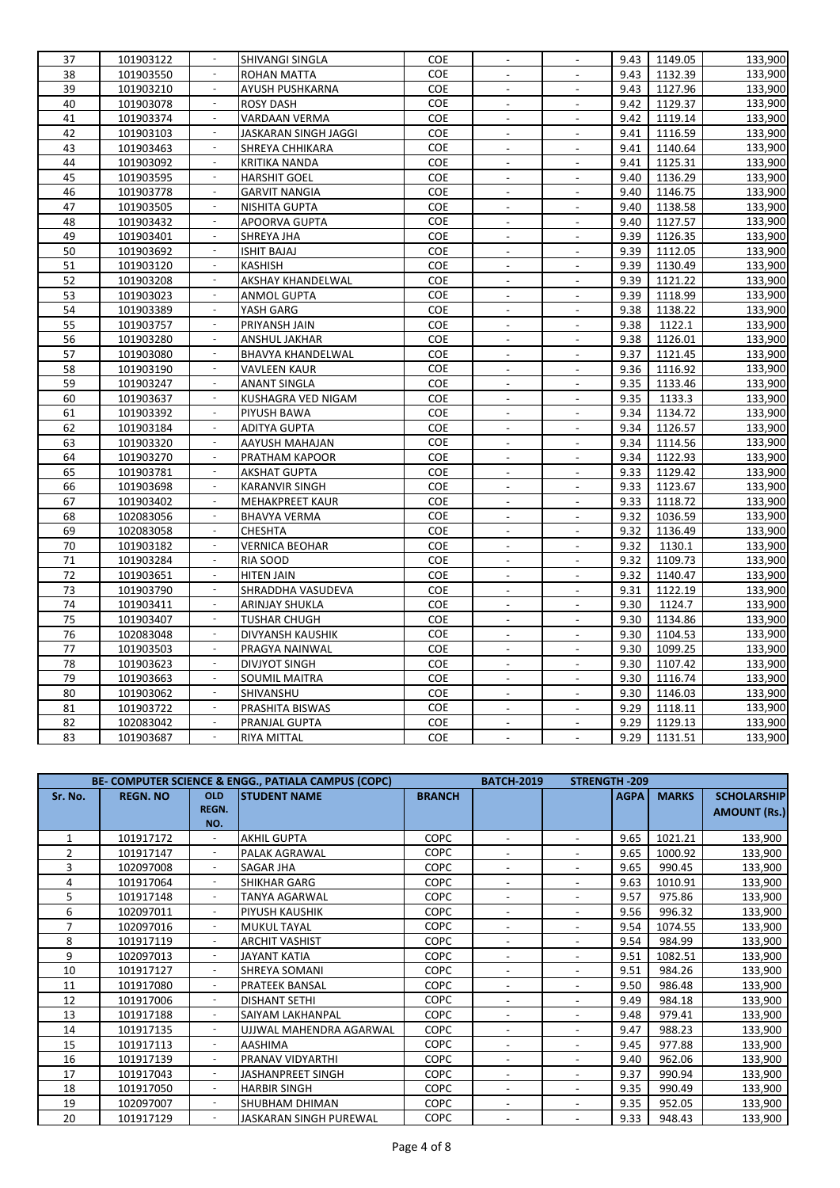| 37 | 101903122 | - | SHIVANGI SINGLA | COE | - | - | 9.43 | 1149.05 | 133,900 |
|---|---|---|---|---|---|---|---|---|---|
| 38 | 101903550 | - | ROHAN MATTA | COE | - | - | 9.43 | 1132.39 | 133,900 |
| 39 | 101903210 | - | AYUSH PUSHKARNA | COE | - | - | 9.43 | 1127.96 | 133,900 |
| 40 | 101903078 | - | ROSY DASH | COE | - | - | 9.42 | 1129.37 | 133,900 |
| 41 | 101903374 | - | VARDAAN VERMA | COE | - | - | 9.42 | 1119.14 | 133,900 |
| 42 | 101903103 | - | JASKARAN SINGH JAGGI | COE | - | - | 9.41 | 1116.59 | 133,900 |
| 43 | 101903463 | - | SHREYA CHHIKARA | COE | - | - | 9.41 | 1140.64 | 133,900 |
| 44 | 101903092 | - | KRITIKA NANDA | COE | - | - | 9.41 | 1125.31 | 133,900 |
| 45 | 101903595 | - | HARSHIT GOEL | COE | - | - | 9.40 | 1136.29 | 133,900 |
| 46 | 101903778 | - | GARVIT NANGIA | COE | - | - | 9.40 | 1146.75 | 133,900 |
| 47 | 101903505 | - | NISHITA GUPTA | COE | - | - | 9.40 | 1138.58 | 133,900 |
| 48 | 101903432 | - | APOORVA GUPTA | COE | - | - | 9.40 | 1127.57 | 133,900 |
| 49 | 101903401 | - | SHREYA JHA | COE | - | - | 9.39 | 1126.35 | 133,900 |
| 50 | 101903692 | - | ISHIT BAJAJ | COE | - | - | 9.39 | 1112.05 | 133,900 |
| 51 | 101903120 | - | KASHISH | COE | - | - | 9.39 | 1130.49 | 133,900 |
| 52 | 101903208 | - | AKSHAY KHANDELWAL | COE | - | - | 9.39 | 1121.22 | 133,900 |
| 53 | 101903023 | - | ANMOL GUPTA | COE | - | - | 9.39 | 1118.99 | 133,900 |
| 54 | 101903389 | - | YASH GARG | COE | - | - | 9.38 | 1138.22 | 133,900 |
| 55 | 101903757 | - | PRIYANSH JAIN | COE | - | - | 9.38 | 1122.1 | 133,900 |
| 56 | 101903280 | - | ANSHUL JAKHAR | COE | - | - | 9.38 | 1126.01 | 133,900 |
| 57 | 101903080 | - | BHAVYA KHANDELWAL | COE | - | - | 9.37 | 1121.45 | 133,900 |
| 58 | 101903190 | - | VAVLEEN KAUR | COE | - | - | 9.36 | 1116.92 | 133,900 |
| 59 | 101903247 | - | ANANT SINGLA | COE | - | - | 9.35 | 1133.46 | 133,900 |
| 60 | 101903637 | - | KUSHAGRA VED NIGAM | COE | - | - | 9.35 | 1133.3 | 133,900 |
| 61 | 101903392 | - | PIYUSH BAWA | COE | - | - | 9.34 | 1134.72 | 133,900 |
| 62 | 101903184 | - | ADITYA GUPTA | COE | - | - | 9.34 | 1126.57 | 133,900 |
| 63 | 101903320 | - | AAYUSH MAHAJAN | COE | - | - | 9.34 | 1114.56 | 133,900 |
| 64 | 101903270 | - | PRATHAM KAPOOR | COE | - | - | 9.34 | 1122.93 | 133,900 |
| 65 | 101903781 | - | AKSHAT GUPTA | COE | - | - | 9.33 | 1129.42 | 133,900 |
| 66 | 101903698 | - | KARANVIR SINGH | COE | - | - | 9.33 | 1123.67 | 133,900 |
| 67 | 101903402 | - | MEHAKPREET KAUR | COE | - | - | 9.33 | 1118.72 | 133,900 |
| 68 | 102083056 | - | BHAVYA VERMA | COE | - | - | 9.32 | 1036.59 | 133,900 |
| 69 | 102083058 | - | CHESHTA | COE | - | - | 9.32 | 1136.49 | 133,900 |
| 70 | 101903182 | - | VERNICA BEOHAR | COE | - | - | 9.32 | 1130.1 | 133,900 |
| 71 | 101903284 | - | RIA SOOD | COE | - | - | 9.32 | 1109.73 | 133,900 |
| 72 | 101903651 | - | HITEN JAIN | COE | - | - | 9.32 | 1140.47 | 133,900 |
| 73 | 101903790 | - | SHRADDHA VASUDEVA | COE | - | - | 9.31 | 1122.19 | 133,900 |
| 74 | 101903411 | - | ARINJAY SHUKLA | COE | - | - | 9.30 | 1124.7 | 133,900 |
| 75 | 101903407 | - | TUSHAR CHUGH | COE | - | - | 9.30 | 1134.86 | 133,900 |
| 76 | 102083048 | - | DIVYANSH KAUSHIK | COE | - | - | 9.30 | 1104.53 | 133,900 |
| 77 | 101903503 | - | PRAGYA NAINWAL | COE | - | - | 9.30 | 1099.25 | 133,900 |
| 78 | 101903623 | - | DIVJYOT SINGH | COE | - | - | 9.30 | 1107.42 | 133,900 |
| 79 | 101903663 | - | SOUMIL MAITRA | COE | - | - | 9.30 | 1116.74 | 133,900 |
| 80 | 101903062 | - | SHIVANSHU | COE | - | - | 9.30 | 1146.03 | 133,900 |
| 81 | 101903722 | - | PRASHITA BISWAS | COE | - | - | 9.29 | 1118.11 | 133,900 |
| 82 | 102083042 | - | PRANJAL GUPTA | COE | - | - | 9.29 | 1129.13 | 133,900 |
| 83 | 101903687 | - | RIYA MITTAL | COE | - | - | 9.29 | 1131.51 | 133,900 |

| BE- COMPUTER SCIENCE & ENGG., PATIALA CAMPUS (COPC) | | | | | BATCH-2019 | STRENGTH -209 | | | |
|---|---|---|---|---|---|---|---|---|---|
| Sr. No. | REGN. NO | OLD REGN. NO. | STUDENT NAME | BRANCH | | | AGPA | MARKS | SCHOLARSHIP AMOUNT (Rs.) |
| 1 | 101917172 | - | AKHIL GUPTA | COPC | - | - | 9.65 | 1021.21 | 133,900 |
| 2 | 101917147 | - | PALAK AGRAWAL | COPC | - | - | 9.65 | 1000.92 | 133,900 |
| 3 | 102097008 | - | SAGAR JHA | COPC | - | - | 9.65 | 990.45 | 133,900 |
| 4 | 101917064 | - | SHIKHAR GARG | COPC | - | - | 9.63 | 1010.91 | 133,900 |
| 5 | 101917148 | - | TANYA AGARWAL | COPC | - | - | 9.57 | 975.86 | 133,900 |
| 6 | 102097011 | - | PIYUSH KAUSHIK | COPC | - | - | 9.56 | 996.32 | 133,900 |
| 7 | 102097016 | - | MUKUL TAYAL | COPC | - | - | 9.54 | 1074.55 | 133,900 |
| 8 | 101917119 | - | ARCHIT VASHIST | COPC | - | - | 9.54 | 984.99 | 133,900 |
| 9 | 102097013 | - | JAYANT KATIA | COPC | - | - | 9.51 | 1082.51 | 133,900 |
| 10 | 101917127 | - | SHREYA SOMANI | COPC | - | - | 9.51 | 984.26 | 133,900 |
| 11 | 101917080 | - | PRATEEK BANSAL | COPC | - | - | 9.50 | 986.48 | 133,900 |
| 12 | 101917006 | - | DISHANT SETHI | COPC | - | - | 9.49 | 984.18 | 133,900 |
| 13 | 101917188 | - | SAIYAM LAKHANPAL | COPC | - | - | 9.48 | 979.41 | 133,900 |
| 14 | 101917135 | - | UJJWAL MAHENDRA AGARWAL | COPC | - | - | 9.47 | 988.23 | 133,900 |
| 15 | 101917113 | - | AASHIMA | COPC | - | - | 9.45 | 977.88 | 133,900 |
| 16 | 101917139 | - | PRANAV VIDYARTHI | COPC | - | - | 9.40 | 962.06 | 133,900 |
| 17 | 101917043 | - | JASHANPREET SINGH | COPC | - | - | 9.37 | 990.94 | 133,900 |
| 18 | 101917050 | - | HARBIR SINGH | COPC | - | - | 9.35 | 990.49 | 133,900 |
| 19 | 102097007 | - | SHUBHAM DHIMAN | COPC | - | - | 9.35 | 952.05 | 133,900 |
| 20 | 101917129 | - | JASKARAN SINGH PUREWAL | COPC | - | - | 9.33 | 948.43 | 133,900 |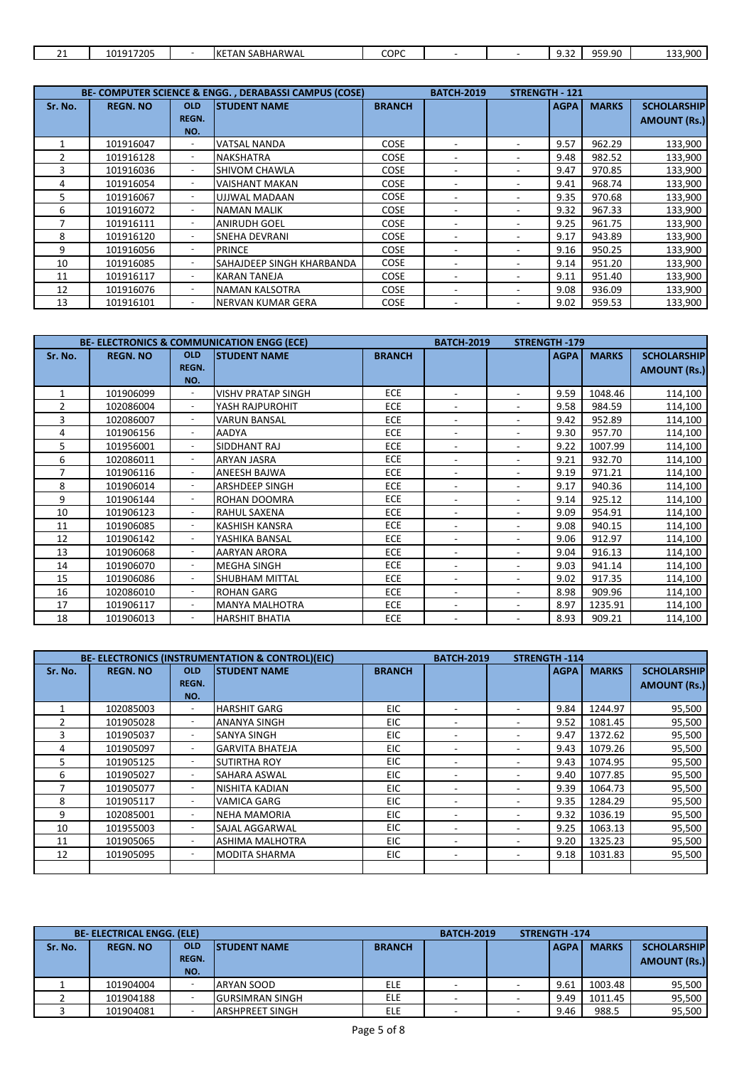| 21 | 101917205 | - | KETAN SABHARWAL | COPC | - | - | 9.32 | 959.90 | 133,900 |
|---|---|---|---|---|---|---|---|---|---|

| BE- COMPUTER SCIENCE & ENGG. , DERABASSI CAMPUS (COSE) | | | | | BATCH-2019 | STRENGTH - 121 | | | |
|---|---|---|---|---|---|---|---|---|---|
| Sr. No. | REGN. NO | OLD REGN. NO. | STUDENT NAME | BRANCH | | | AGPA | MARKS | SCHOLARSHIP AMOUNT (Rs.) |
| 1 | 101916047 | - | VATSAL NANDA | COSE | - | - | 9.57 | 962.29 | 133,900 |
| 2 | 101916128 | - | NAKSHATRA | COSE | - | - | 9.48 | 982.52 | 133,900 |
| 3 | 101916036 | - | SHIVOM CHAWLA | COSE | - | - | 9.47 | 970.85 | 133,900 |
| 4 | 101916054 | - | VAISHANT MAKAN | COSE | - | - | 9.41 | 968.74 | 133,900 |
| 5 | 101916067 | - | UJJWAL MADAAN | COSE | - | - | 9.35 | 970.68 | 133,900 |
| 6 | 101916072 | - | NAMAN MALIK | COSE | - | - | 9.32 | 967.33 | 133,900 |
| 7 | 101916111 | - | ANIRUDH GOEL | COSE | - | - | 9.25 | 961.75 | 133,900 |
| 8 | 101916120 | - | SNEHA DEVRANI | COSE | - | - | 9.17 | 943.89 | 133,900 |
| 9 | 101916056 | - | PRINCE | COSE | - | - | 9.16 | 950.25 | 133,900 |
| 10 | 101916085 | - | SAHAJDEEP SINGH KHARBANDA | COSE | - | - | 9.14 | 951.20 | 133,900 |
| 11 | 101916117 | - | KARAN TANEJA | COSE | - | - | 9.11 | 951.40 | 133,900 |
| 12 | 101916076 | - | NAMAN KALSOTRA | COSE | - | - | 9.08 | 936.09 | 133,900 |
| 13 | 101916101 | - | NERVAN KUMAR GERA | COSE | - | - | 9.02 | 959.53 | 133,900 |

| BE- ELECTRONICS & COMMUNICATION ENGG (ECE) | | | | | BATCH-2019 | STRENGTH -179 | | | |
|---|---|---|---|---|---|---|---|---|---|
| Sr. No. | REGN. NO | OLD REGN. NO. | STUDENT NAME | BRANCH | | | AGPA | MARKS | SCHOLARSHIP AMOUNT (Rs.) |
| 1 | 101906099 | - | VISHV PRATAP SINGH | ECE | - | - | 9.59 | 1048.46 | 114,100 |
| 2 | 102086004 | - | YASH RAJPUROHIT | ECE | - | - | 9.58 | 984.59 | 114,100 |
| 3 | 102086007 | - | VARUN BANSAL | ECE | - | - | 9.42 | 952.89 | 114,100 |
| 4 | 101906156 | - | AADYA | ECE | - | - | 9.30 | 957.70 | 114,100 |
| 5 | 101956001 | - | SIDDHANT RAJ | ECE | - | - | 9.22 | 1007.99 | 114,100 |
| 6 | 102086011 | - | ARYAN JASRA | ECE | - | - | 9.21 | 932.70 | 114,100 |
| 7 | 101906116 | - | ANEESH BAJWA | ECE | - | - | 9.19 | 971.21 | 114,100 |
| 8 | 101906014 | - | ARSHDEEP SINGH | ECE | - | - | 9.17 | 940.36 | 114,100 |
| 9 | 101906144 | - | ROHAN DOOMRA | ECE | - | - | 9.14 | 925.12 | 114,100 |
| 10 | 101906123 | - | RAHUL SAXENA | ECE | - | - | 9.09 | 954.91 | 114,100 |
| 11 | 101906085 | - | KASHISH KANSRA | ECE | - | - | 9.08 | 940.15 | 114,100 |
| 12 | 101906142 | - | YASHIKA BANSAL | ECE | - | - | 9.06 | 912.97 | 114,100 |
| 13 | 101906068 | - | AARYAN ARORA | ECE | - | - | 9.04 | 916.13 | 114,100 |
| 14 | 101906070 | - | MEGHA SINGH | ECE | - | - | 9.03 | 941.14 | 114,100 |
| 15 | 101906086 | - | SHUBHAM MITTAL | ECE | - | - | 9.02 | 917.35 | 114,100 |
| 16 | 102086010 | - | ROHAN GARG | ECE | - | - | 8.98 | 909.96 | 114,100 |
| 17 | 101906117 | - | MANYA MALHOTRA | ECE | - | - | 8.97 | 1235.91 | 114,100 |
| 18 | 101906013 | - | HARSHIT BHATIA | ECE | - | - | 8.93 | 909.21 | 114,100 |

| BE- ELECTRONICS (INSTRUMENTATION & CONTROL)(EIC) | | | | | BATCH-2019 | STRENGTH -114 | | | |
|---|---|---|---|---|---|---|---|---|---|
| Sr. No. | REGN. NO | OLD REGN. NO. | STUDENT NAME | BRANCH | | | AGPA | MARKS | SCHOLARSHIP AMOUNT (Rs.) |
| 1 | 102085003 | - | HARSHIT GARG | EIC | - | - | 9.84 | 1244.97 | 95,500 |
| 2 | 101905028 | - | ANANYA SINGH | EIC | - | - | 9.52 | 1081.45 | 95,500 |
| 3 | 101905037 | - | SANYA SINGH | EIC | - | - | 9.47 | 1372.62 | 95,500 |
| 4 | 101905097 | - | GARVITA BHATEJA | EIC | - | - | 9.43 | 1079.26 | 95,500 |
| 5 | 101905125 | - | SUTIRTHA ROY | EIC | - | - | 9.43 | 1074.95 | 95,500 |
| 6 | 101905027 | - | SAHARA ASWAL | EIC | - | - | 9.40 | 1077.85 | 95,500 |
| 7 | 101905077 | - | NISHITA KADIAN | EIC | - | - | 9.39 | 1064.73 | 95,500 |
| 8 | 101905117 | - | VAMICA GARG | EIC | - | - | 9.35 | 1284.29 | 95,500 |
| 9 | 102085001 | - | NEHA MAMORIA | EIC | - | - | 9.32 | 1036.19 | 95,500 |
| 10 | 101955003 | - | SAJAL AGGARWAL | EIC | - | - | 9.25 | 1063.13 | 95,500 |
| 11 | 101905065 | - | ASHIMA MALHOTRA | EIC | - | - | 9.20 | 1325.23 | 95,500 |
| 12 | 101905095 | - | MODITA SHARMA | EIC | - | - | 9.18 | 1031.83 | 95,500 |

| BE- ELECTRICAL ENGG. (ELE) | | | | | BATCH-2019 | STRENGTH -174 | | | |
|---|---|---|---|---|---|---|---|---|---|
| Sr. No. | REGN. NO | OLD REGN. NO. | STUDENT NAME | BRANCH | | | AGPA | MARKS | SCHOLARSHIP AMOUNT (Rs.) |
| 1 | 101904004 | - | ARYAN SOOD | ELE | - | - | 9.61 | 1003.48 | 95,500 |
| 2 | 101904188 | - | GURSIMRAN SINGH | ELE | - | - | 9.49 | 1011.45 | 95,500 |
| 3 | 101904081 | - | ARSHPREET SINGH | ELE | - | - | 9.46 | 988.5 | 95,500 |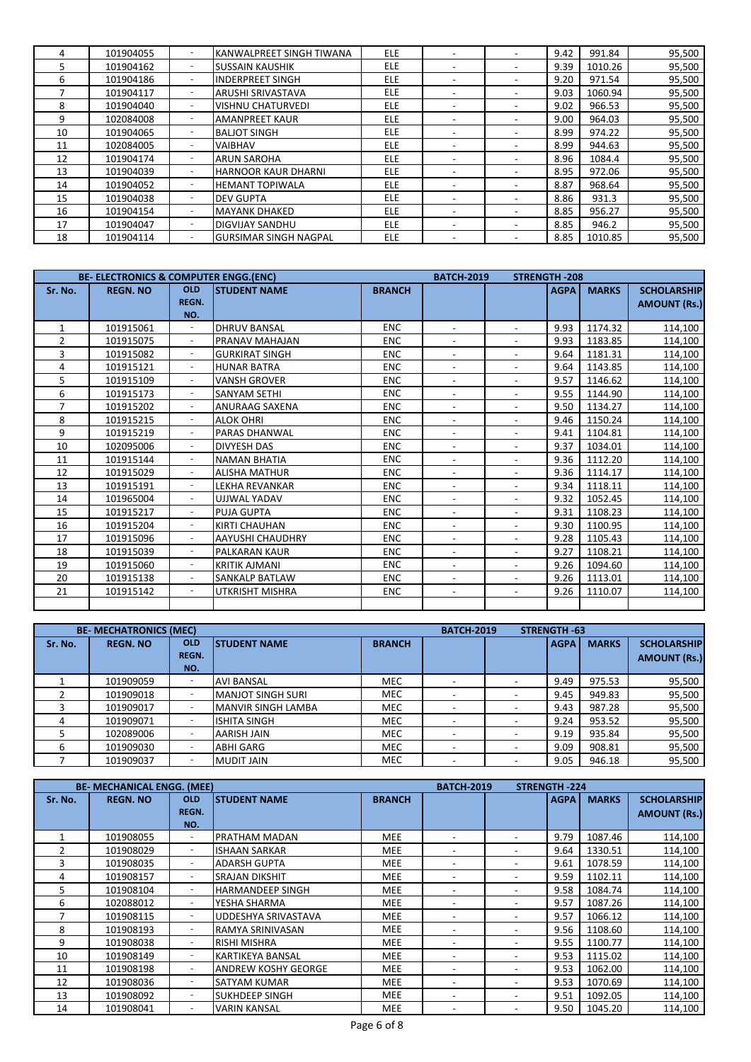| 4 | 101904055 | - | KANWALPREET SINGH TIWANA | ELE | - | - | 9.42 | 991.84 | 95,500 |
|---|---|---|---|---|---|---|---|---|---|
| 5 | 101904162 | - | SUSSAIN KAUSHIK | ELE | - | - | 9.39 | 1010.26 | 95,500 |
| 6 | 101904186 | - | INDERPREET SINGH | ELE | - | - | 9.20 | 971.54 | 95,500 |
| 7 | 101904117 | - | ARUSHI SRIVASTAVA | ELE | - | - | 9.03 | 1060.94 | 95,500 |
| 8 | 101904040 | - | VISHNU CHATURVEDI | ELE | - | - | 9.02 | 966.53 | 95,500 |
| 9 | 102084008 | - | AMANPREET KAUR | ELE | - | - | 9.00 | 964.03 | 95,500 |
| 10 | 101904065 | - | BALJOT SINGH | ELE | - | - | 8.99 | 974.22 | 95,500 |
| 11 | 102084005 | - | VAIBHAV | ELE | - | - | 8.99 | 944.63 | 95,500 |
| 12 | 101904174 | - | ARUN SAROHA | ELE | - | - | 8.96 | 1084.4 | 95,500 |
| 13 | 101904039 | - | HARNOOR KAUR DHARNI | ELE | - | - | 8.95 | 972.06 | 95,500 |
| 14 | 101904052 | - | HEMANT TOPIWALA | ELE | - | - | 8.87 | 968.64 | 95,500 |
| 15 | 101904038 | - | DEV GUPTA | ELE | - | - | 8.86 | 931.3 | 95,500 |
| 16 | 101904154 | - | MAYANK DHAKED | ELE | - | - | 8.85 | 956.27 | 95,500 |
| 17 | 101904047 | - | DIGVIJAY SANDHU | ELE | - | - | 8.85 | 946.2 | 95,500 |
| 18 | 101904114 | - | GURSIMAR SINGH NAGPAL | ELE | - | - | 8.85 | 1010.85 | 95,500 |

| BE- ELECTRONICS & COMPUTER ENGG.(ENC) | | | | | BATCH-2019 | | STRENGTH -208 | | |
|---|---|---|---|---|---|---|---|---|---|
| Sr. No. | REGN. NO | OLD REGN. NO. | STUDENT NAME | BRANCH | | | AGPA | MARKS | SCHOLARSHIP AMOUNT (Rs.) |
| 1 | 101915061 | - | DHRUV BANSAL | ENC | - | - | 9.93 | 1174.32 | 114,100 |
| 2 | 101915075 | - | PRANAV MAHAJAN | ENC | - | - | 9.93 | 1183.85 | 114,100 |
| 3 | 101915082 | - | GURKIRAT SINGH | ENC | - | - | 9.64 | 1181.31 | 114,100 |
| 4 | 101915121 | - | HUNAR BATRA | ENC | - | - | 9.64 | 1143.85 | 114,100 |
| 5 | 101915109 | - | VANSH GROVER | ENC | - | - | 9.57 | 1146.62 | 114,100 |
| 6 | 101915173 | - | SANYAM SETHI | ENC | - | - | 9.55 | 1144.90 | 114,100 |
| 7 | 101915202 | - | ANURAAG SAXENA | ENC | - | - | 9.50 | 1134.27 | 114,100 |
| 8 | 101915215 | - | ALOK OHRI | ENC | - | - | 9.46 | 1150.24 | 114,100 |
| 9 | 101915219 | - | PARAS DHANWAL | ENC | - | - | 9.41 | 1104.81 | 114,100 |
| 10 | 102095006 | - | DIVYESH DAS | ENC | - | - | 9.37 | 1034.01 | 114,100 |
| 11 | 101915144 | - | NAMAN BHATIA | ENC | - | - | 9.36 | 1112.20 | 114,100 |
| 12 | 101915029 | - | ALISHA MATHUR | ENC | - | - | 9.36 | 1114.17 | 114,100 |
| 13 | 101915191 | - | LEKHA REVANKAR | ENC | - | - | 9.34 | 1118.11 | 114,100 |
| 14 | 101965004 | - | UJJWAL YADAV | ENC | - | - | 9.32 | 1052.45 | 114,100 |
| 15 | 101915217 | - | PUJA GUPTA | ENC | - | - | 9.31 | 1108.23 | 114,100 |
| 16 | 101915204 | - | KIRTI CHAUHAN | ENC | - | - | 9.30 | 1100.95 | 114,100 |
| 17 | 101915096 | - | AAYUSHI CHAUDHRY | ENC | - | - | 9.28 | 1105.43 | 114,100 |
| 18 | 101915039 | - | PALKARAN KAUR | ENC | - | - | 9.27 | 1108.21 | 114,100 |
| 19 | 101915060 | - | KRITIK AJMANI | ENC | - | - | 9.26 | 1094.60 | 114,100 |
| 20 | 101915138 | - | SANKALP BATLAW | ENC | - | - | 9.26 | 1113.01 | 114,100 |
| 21 | 101915142 | - | UTKRISHT MISHRA | ENC | - | - | 9.26 | 1110.07 | 114,100 |

| BE- MECHATRONICS (MEC) | | | | | BATCH-2019 | | STRENGTH -63 | | |
|---|---|---|---|---|---|---|---|---|---|
| Sr. No. | REGN. NO | OLD REGN. NO. | STUDENT NAME | BRANCH | | | AGPA | MARKS | SCHOLARSHIP AMOUNT (Rs.) |
| 1 | 101909059 | - | AVI BANSAL | MEC | - | - | 9.49 | 975.53 | 95,500 |
| 2 | 101909018 | - | MANJOT SINGH SURI | MEC | - | - | 9.45 | 949.83 | 95,500 |
| 3 | 101909017 | - | MANVIR SINGH LAMBA | MEC | - | - | 9.43 | 987.28 | 95,500 |
| 4 | 101909071 | - | ISHITA SINGH | MEC | - | - | 9.24 | 953.52 | 95,500 |
| 5 | 102089006 | - | AARISH JAIN | MEC | - | - | 9.19 | 935.84 | 95,500 |
| 6 | 101909030 | - | ABHI GARG | MEC | - | - | 9.09 | 908.81 | 95,500 |
| 7 | 101909037 | - | MUDIT JAIN | MEC | - | - | 9.05 | 946.18 | 95,500 |

| BE- MECHANICAL ENGG. (MEE) | | | | | BATCH-2019 | | STRENGTH -224 | | |
|---|---|---|---|---|---|---|---|---|---|
| Sr. No. | REGN. NO | OLD REGN. NO. | STUDENT NAME | BRANCH | | | AGPA | MARKS | SCHOLARSHIP AMOUNT (Rs.) |
| 1 | 101908055 | - | PRATHAM MADAN | MEE | - | - | 9.79 | 1087.46 | 114,100 |
| 2 | 101908029 | - | ISHAAN SARKAR | MEE | - | - | 9.64 | 1330.51 | 114,100 |
| 3 | 101908035 | - | ADARSH GUPTA | MEE | - | - | 9.61 | 1078.59 | 114,100 |
| 4 | 101908157 | - | SRAJAN DIKSHIT | MEE | - | - | 9.59 | 1102.11 | 114,100 |
| 5 | 101908104 | - | HARMANDEEP SINGH | MEE | - | - | 9.58 | 1084.74 | 114,100 |
| 6 | 102088012 | - | YESHA SHARMA | MEE | - | - | 9.57 | 1087.26 | 114,100 |
| 7 | 101908115 | - | UDDESHYA SRIVASTAVA | MEE | - | - | 9.57 | 1066.12 | 114,100 |
| 8 | 101908193 | - | RAMYA SRINIVASAN | MEE | - | - | 9.56 | 1108.60 | 114,100 |
| 9 | 101908038 | - | RISHI MISHRA | MEE | - | - | 9.55 | 1100.77 | 114,100 |
| 10 | 101908149 | - | KARTIKEYA BANSAL | MEE | - | - | 9.53 | 1115.02 | 114,100 |
| 11 | 101908198 | - | ANDREW KOSHY GEORGE | MEE | - | - | 9.53 | 1062.00 | 114,100 |
| 12 | 101908036 | - | SATYAM KUMAR | MEE | - | - | 9.53 | 1070.69 | 114,100 |
| 13 | 101908092 | - | SUKHDEEP SINGH | MEE | - | - | 9.51 | 1092.05 | 114,100 |
| 14 | 101908041 | - | VARIN KANSAL | MEE | - | - | 9.50 | 1045.20 | 114,100 |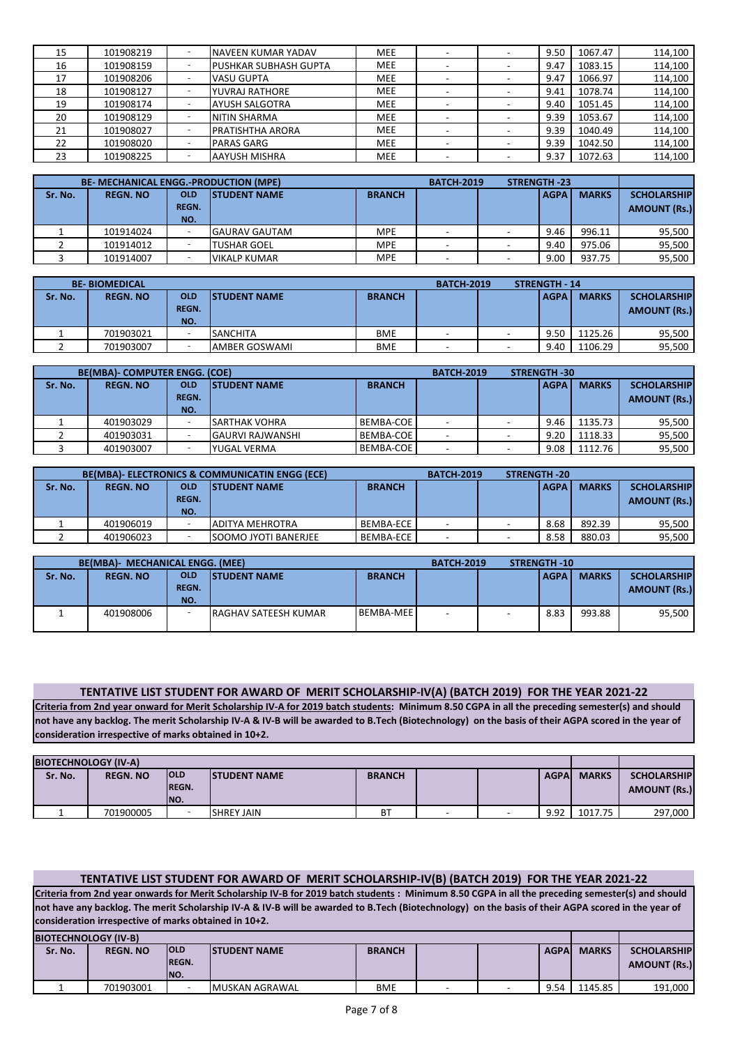| 15 | 101908219 | - | NAVEEN KUMAR YADAV | MEE | - | - | 9.50 | 1067.47 | 114,100 |
|---|---|---|---|---|---|---|---|---|---|
| 16 | 101908159 | - | PUSHKAR SUBHASH GUPTA | MEE | - | - | 9.47 | 1083.15 | 114,100 |
| 17 | 101908206 | - | VASU GUPTA | MEE | - | - | 9.47 | 1066.97 | 114,100 |
| 18 | 101908127 | - | YUVRAJ RATHORE | MEE | - | - | 9.41 | 1078.74 | 114,100 |
| 19 | 101908174 | - | AYUSH SALGOTRA | MEE | - | - | 9.40 | 1051.45 | 114,100 |
| 20 | 101908129 | - | NITIN SHARMA | MEE | - | - | 9.39 | 1053.67 | 114,100 |
| 21 | 101908027 | - | PRATISHTHA ARORA | MEE | - | - | 9.39 | 1040.49 | 114,100 |
| 22 | 101908020 | - | PARAS GARG | MEE | - | - | 9.39 | 1042.50 | 114,100 |
| 23 | 101908225 | - | AAYUSH MISHRA | MEE | - | - | 9.37 | 1072.63 | 114,100 |

| BE- MECHANICAL ENGG.-PRODUCTION (MPE) | | | | | BATCH-2019 | STRENGTH -23 | | | |
|---|---|---|---|---|---|---|---|---|---|
| Sr. No. | REGN. NO | OLD REGN. NO. | STUDENT NAME | BRANCH | | | AGPA | MARKS | SCHOLARSHIP AMOUNT (Rs.) |
| 1 | 101914024 | - | GAURAV GAUTAM | MPE | - | - | 9.46 | 996.11 | 95,500 |
| 2 | 101914012 | - | TUSHAR GOEL | MPE | - | - | 9.40 | 975.06 | 95,500 |
| 3 | 101914007 | - | VIKALP KUMAR | MPE | - | - | 9.00 | 937.75 | 95,500 |

| BE- BIOMEDICAL | | | | | BATCH-2019 | STRENGTH - 14 | | | |
|---|---|---|---|---|---|---|---|---|---|
| Sr. No. | REGN. NO | OLD REGN. NO. | STUDENT NAME | BRANCH | | | AGPA | MARKS | SCHOLARSHIP AMOUNT (Rs.) |
| 1 | 701903021 | - | SANCHITA | BME | - | - | 9.50 | 1125.26 | 95,500 |
| 2 | 701903007 | - | AMBER GOSWAMI | BME | - | - | 9.40 | 1106.29 | 95,500 |

| BE(MBA)- COMPUTER ENGG. (COE) | | | | | BATCH-2019 | STRENGTH -30 | | | |
|---|---|---|---|---|---|---|---|---|---|
| Sr. No. | REGN. NO | OLD REGN. NO. | STUDENT NAME | BRANCH | | | AGPA | MARKS | SCHOLARSHIP AMOUNT (Rs.) |
| 1 | 401903029 | - | SARTHAK VOHRA | BEMBA-COE | - | - | 9.46 | 1135.73 | 95,500 |
| 2 | 401903031 | - | GAURVI RAJWANSHI | BEMBA-COE | - | - | 9.20 | 1118.33 | 95,500 |
| 3 | 401903007 | - | YUGAL VERMA | BEMBA-COE | - | - | 9.08 | 1112.76 | 95,500 |

| BE(MBA)- ELECTRONICS & COMMUNICATIN ENGG (ECE) | | | | | BATCH-2019 | STRENGTH -20 | | | |
|---|---|---|---|---|---|---|---|---|---|
| Sr. No. | REGN. NO | OLD REGN. NO. | STUDENT NAME | BRANCH | | | AGPA | MARKS | SCHOLARSHIP AMOUNT (Rs.) |
| 1 | 401906019 | - | ADITYA MEHROTRA | BEMBA-ECE | - | - | 8.68 | 892.39 | 95,500 |
| 2 | 401906023 | - | SOOMO JYOTI BANERJEE | BEMBA-ECE | - | - | 8.58 | 880.03 | 95,500 |

| BE(MBA)- MECHANICAL ENGG. (MEE) | | | | | BATCH-2019 | STRENGTH -10 | | | |
|---|---|---|---|---|---|---|---|---|---|
| Sr. No. | REGN. NO | OLD REGN. NO. | STUDENT NAME | BRANCH | | | AGPA | MARKS | SCHOLARSHIP AMOUNT (Rs.) |
| 1 | 401908006 | - | RAGHAV SATEESH KUMAR | BEMBA-MEE | - | - | 8.83 | 993.88 | 95,500 |

## TENTATIVE LIST STUDENT FOR AWARD OF MERIT SCHOLARSHIP-IV(A) (BATCH 2019) FOR THE YEAR 2021-22

**Criteria from 2nd year onward for Merit Scholarship IV-A for 2019 batch students: Minimum 8.50 CGPA in all the preceding semester(s) and should not have any backlog. The merit Scholarship IV-A & IV-B will be awarded to B.Tech (Biotechnology) on the basis of their AGPA scored in the year of consideration irrespective of marks obtained in 10+2.**

| BIOTECHNOLOGY (IV-A) | | | | | | | | | |
|---|---|---|---|---|---|---|---|---|---|
| Sr. No. | REGN. NO | OLD REGN. NO. | STUDENT NAME | BRANCH | | | AGPA | MARKS | SCHOLARSHIP AMOUNT (Rs.) |
| 1 | 701900005 | - | SHREY JAIN | BT | - | - | 9.92 | 1017.75 | 297,000 |

## TENTATIVE LIST STUDENT FOR AWARD OF MERIT SCHOLARSHIP-IV(B) (BATCH 2019) FOR THE YEAR 2021-22

**Criteria from 2nd year onwards for Merit Scholarship IV-B for 2019 batch students : Minimum 8.50 CGPA in all the preceding semester(s) and should not have any backlog. The merit Scholarship IV-A & IV-B will be awarded to B.Tech (Biotechnology) on the basis of their AGPA scored in the year of consideration irrespective of marks obtained in 10+2.**

| BIOTECHNOLOGY (IV-B) | | | | | | | | | |
|---|---|---|---|---|---|---|---|---|---|
| Sr. No. | REGN. NO | OLD REGN. NO. | STUDENT NAME | BRANCH | | | AGPA | MARKS | SCHOLARSHIP AMOUNT (Rs.) |
| 1 | 701903001 | - | MUSKAN AGRAWAL | BME | - | - | 9.54 | 1145.85 | 191,000 |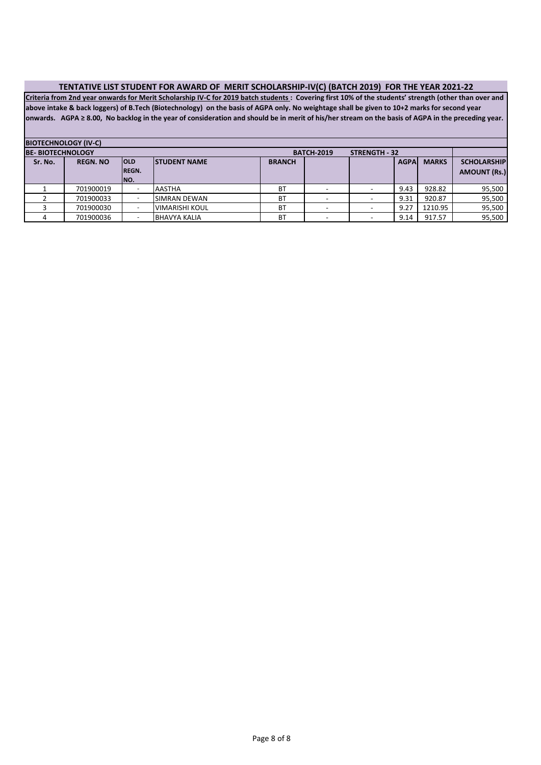## TENTATIVE LIST STUDENT FOR AWARD OF MERIT SCHOLARSHIP-IV(C) (BATCH 2019) FOR THE YEAR 2021-22

**<u>Criteria from 2nd year onwards for Merit Scholarship IV-C for 2019 batch students</u> : Covering first 10% of the students' strength (other than over and above intake & back loggers) of B.Tech (Biotechnology) on the basis of AGPA only. No weightage shall be given to 10+2 marks for second year onwards. AGPA ≥ 8.00, No backlog in the year of consideration and should be in merit of his/her stream on the basis of AGPA in the preceding year.**

**BIOTECHNOLOGY (IV-C)**

| BE- BIOTECHNOLOGY | | | | | BATCH-2019 | STRENGTH - 32 | | | |
|---|---|---|---|---|---|---|---|---|---|
| **Sr. No.** | **REGN. NO** | **OLD REGN. NO.** | **STUDENT NAME** | **BRANCH** | | | **AGPA** | **MARKS** | **SCHOLARSHIP AMOUNT (Rs.)** |
| 1 | 701900019 | - | AASTHA | BT | - | - | 9.43 | 928.82 | 95,500 |
| 2 | 701900033 | - | SIMRAN DEWAN | BT | - | - | 9.31 | 920.87 | 95,500 |
| 3 | 701900030 | - | VIMARISHI KOUL | BT | - | - | 9.27 | 1210.95 | 95,500 |
| 4 | 701900036 | - | BHAVYA KALIA | BT | - | - | 9.14 | 917.57 | 95,500 |